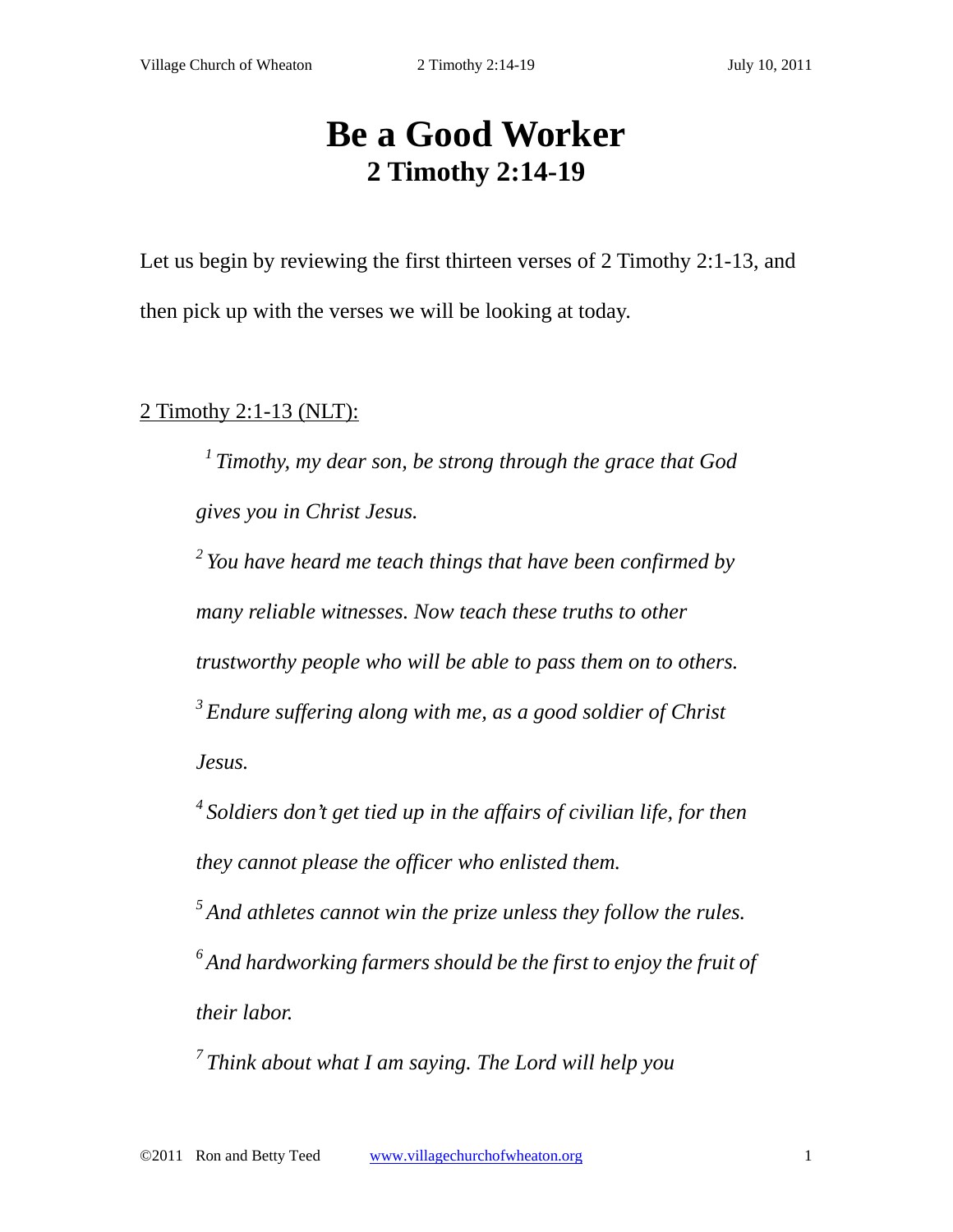# Be a Good Worker
## 2 Timothy 2:14-19

Let us begin by reviewing the first thirteen verses of 2 Timothy 2:1-13, and then pick up with the verses we will be looking at today.

2 Timothy 2:1-13 (NLT):

> [1] *Timothy, my dear son, be strong through the grace that God gives you in Christ Jesus.*
>
> [2] *You have heard me teach things that have been confirmed by many reliable witnesses. Now teach these truths to other trustworthy people who will be able to pass them on to others.*
>
> [3] *Endure suffering along with me, as a good soldier of Christ Jesus.*
>
> [4] *Soldiers don't get tied up in the affairs of civilian life, for then they cannot please the officer who enlisted them.*
>
> [5] *And athletes cannot win the prize unless they follow the rules.*
>
> [6] *And hardworking farmers should be the first to enjoy the fruit of their labor.*
>
> [7] *Think about what I am saying. The Lord will help you*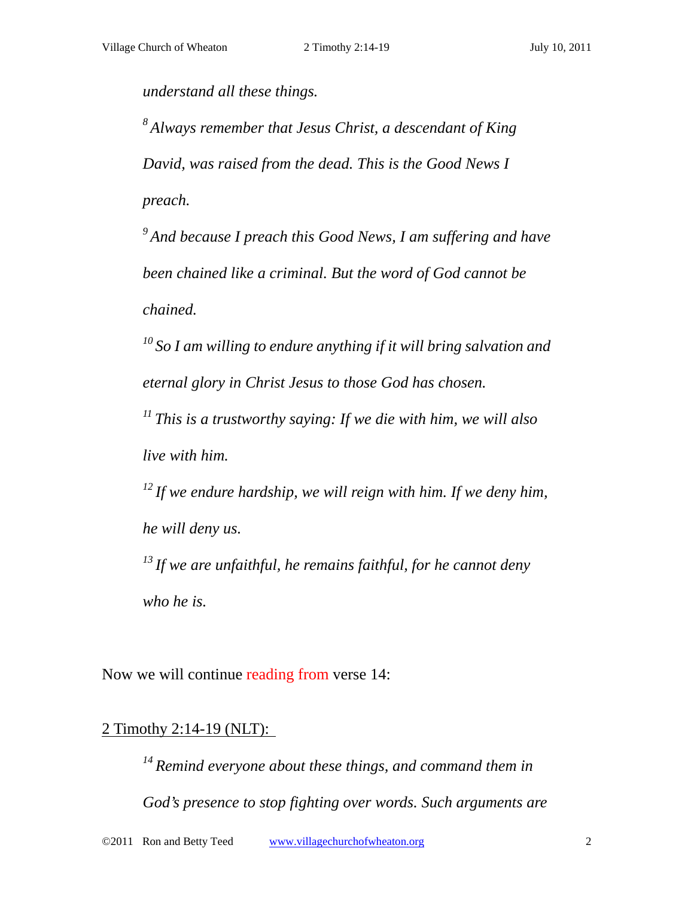*understand all these things.*

*[8] Always remember that Jesus Christ, a descendant of King David, was raised from the dead. This is the Good News I preach.*

*[9] And because I preach this Good News, I am suffering and have been chained like a criminal. But the word of God cannot be chained.*

*[10] So I am willing to endure anything if it will bring salvation and eternal glory in Christ Jesus to those God has chosen.*

*[11] This is a trustworthy saying: If we die with him, we will also live with him.*

*[12] If we endure hardship, we will reign with him. If we deny him, he will deny us.*

*[13] If we are unfaithful, he remains faithful, for he cannot deny who he is.*

Now we will continue reading from verse 14:

<u>2 Timothy 2:14-19 (NLT):</u>

*[14] Remind everyone about these things, and command them in God's presence to stop fighting over words. Such arguments are*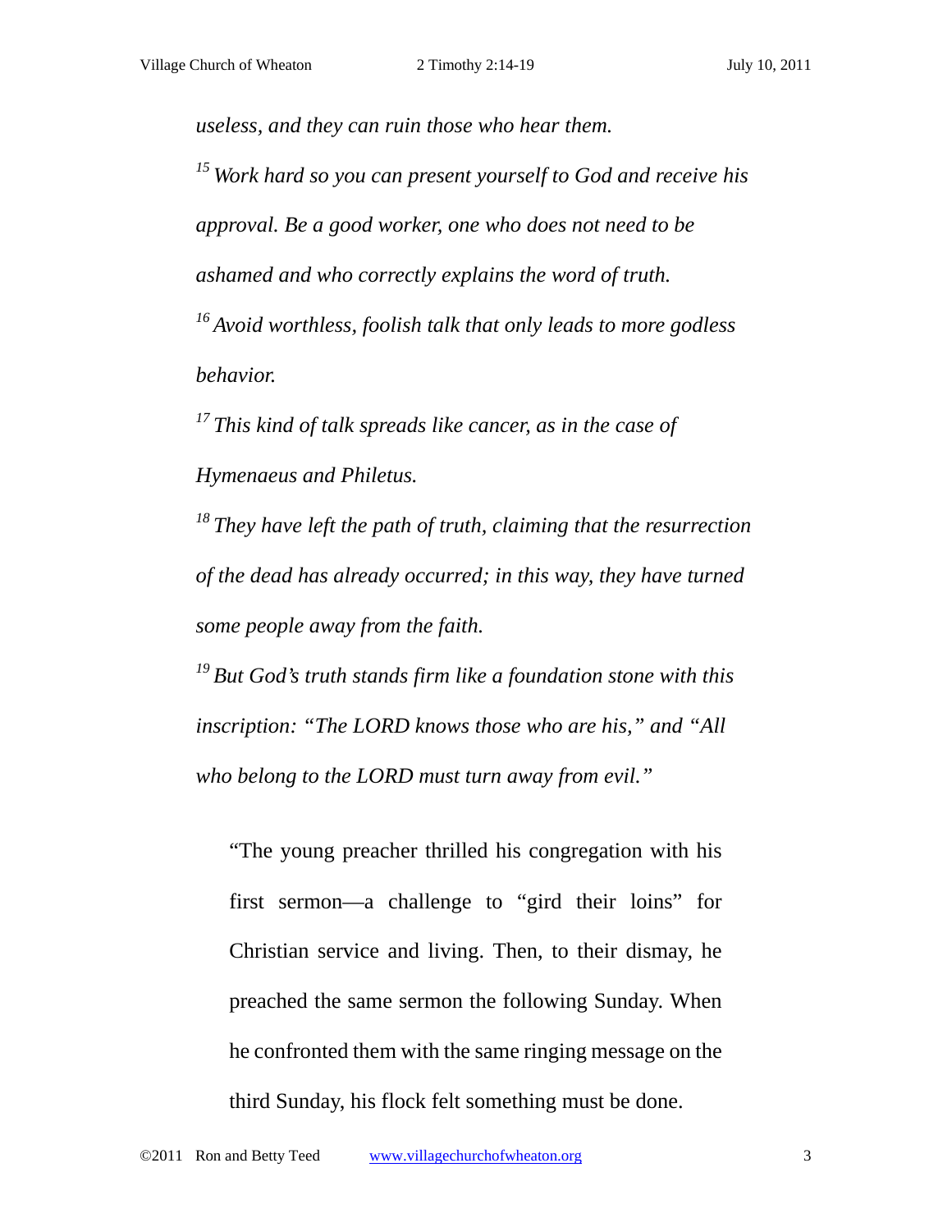*useless, and they can ruin those who hear them.*

*[15] Work hard so you can present yourself to God and receive his approval. Be a good worker, one who does not need to be ashamed and who correctly explains the word of truth.*

*[16] Avoid worthless, foolish talk that only leads to more godless behavior.*

*[17] This kind of talk spreads like cancer, as in the case of Hymenaeus and Philetus.*

*[18] They have left the path of truth, claiming that the resurrection of the dead has already occurred; in this way, they have turned some people away from the faith.*

*[19] But God's truth stands firm like a foundation stone with this inscription: "The LORD knows those who are his," and "All who belong to the LORD must turn away from evil."*

> "The young preacher thrilled his congregation with his first sermon—a challenge to "gird their loins" for Christian service and living. Then, to their dismay, he preached the same sermon the following Sunday. When he confronted them with the same ringing message on the third Sunday, his flock felt something must be done.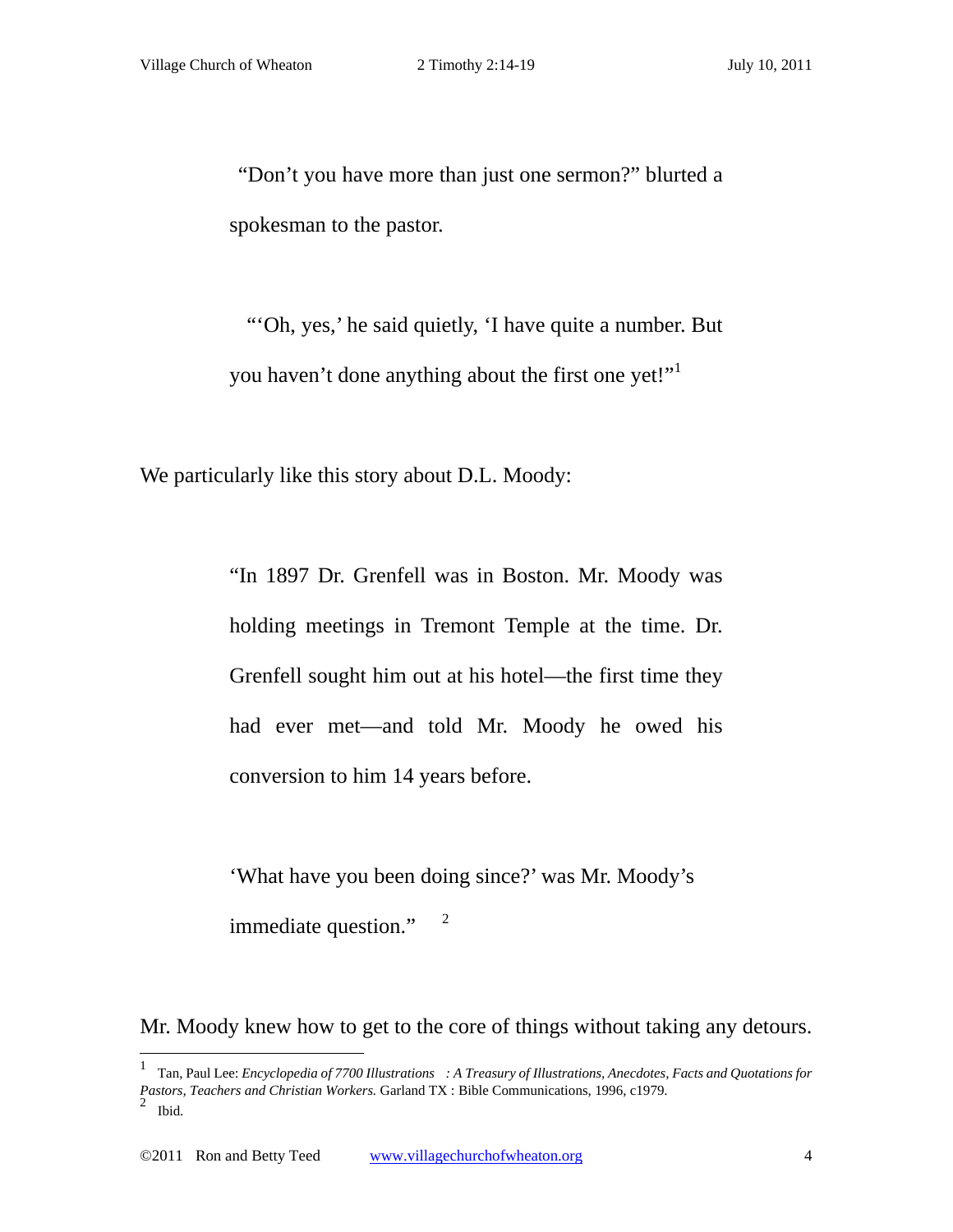> "Don't you have more than just one sermon?" blurted a spokesman to the pastor.
>
> "'Oh, yes,' he said quietly, 'I have quite a number. But you haven't done anything about the first one yet!"[1]

We particularly like this story about D.L. Moody:

> "In 1897 Dr. Grenfell was in Boston. Mr. Moody was holding meetings in Tremont Temple at the time. Dr. Grenfell sought him out at his hotel—the first time they had ever met—and told Mr. Moody he owed his conversion to him 14 years before.
>
> 'What have you been doing since?' was Mr. Moody's immediate question."[2]

Mr. Moody knew how to get to the core of things without taking any detours.

---

[1] Tan, Paul Lee: *Encyclopedia of 7700 Illustrations : A Treasury of Illustrations, Anecdotes, Facts and Quotations for Pastors, Teachers and Christian Workers.* Garland TX : Bible Communications, 1996, c1979.

[2] Ibid.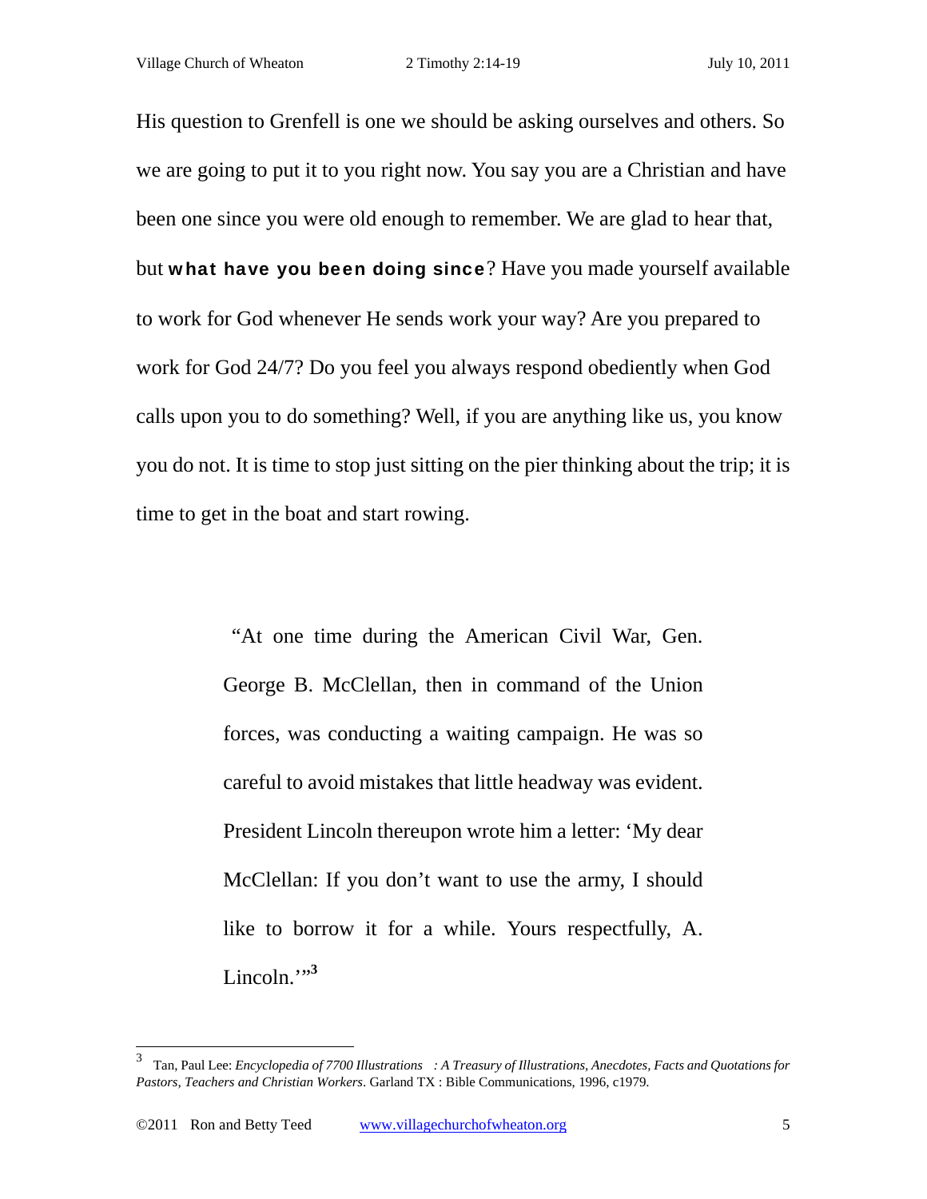His question to Grenfell is one we should be asking ourselves and others. So we are going to put it to you right now. You say you are a Christian and have been one since you were old enough to remember. We are glad to hear that, but **what have you been doing since**? Have you made yourself available to work for God whenever He sends work your way? Are you prepared to work for God 24/7? Do you feel you always respond obediently when God calls upon you to do something? Well, if you are anything like us, you know you do not. It is time to stop just sitting on the pier thinking about the trip; it is time to get in the boat and start rowing.

> "At one time during the American Civil War, Gen. George B. McClellan, then in command of the Union forces, was conducting a waiting campaign. He was so careful to avoid mistakes that little headway was evident. President Lincoln thereupon wrote him a letter: 'My dear McClellan: If you don't want to use the army, I should like to borrow it for a while. Yours respectfully, A. Lincoln.'"[3]

---

[3] Tan, Paul Lee: *Encyclopedia of 7700 Illustrations : A Treasury of Illustrations, Anecdotes, Facts and Quotations for Pastors, Teachers and Christian Workers*. Garland TX : Bible Communications, 1996, c1979.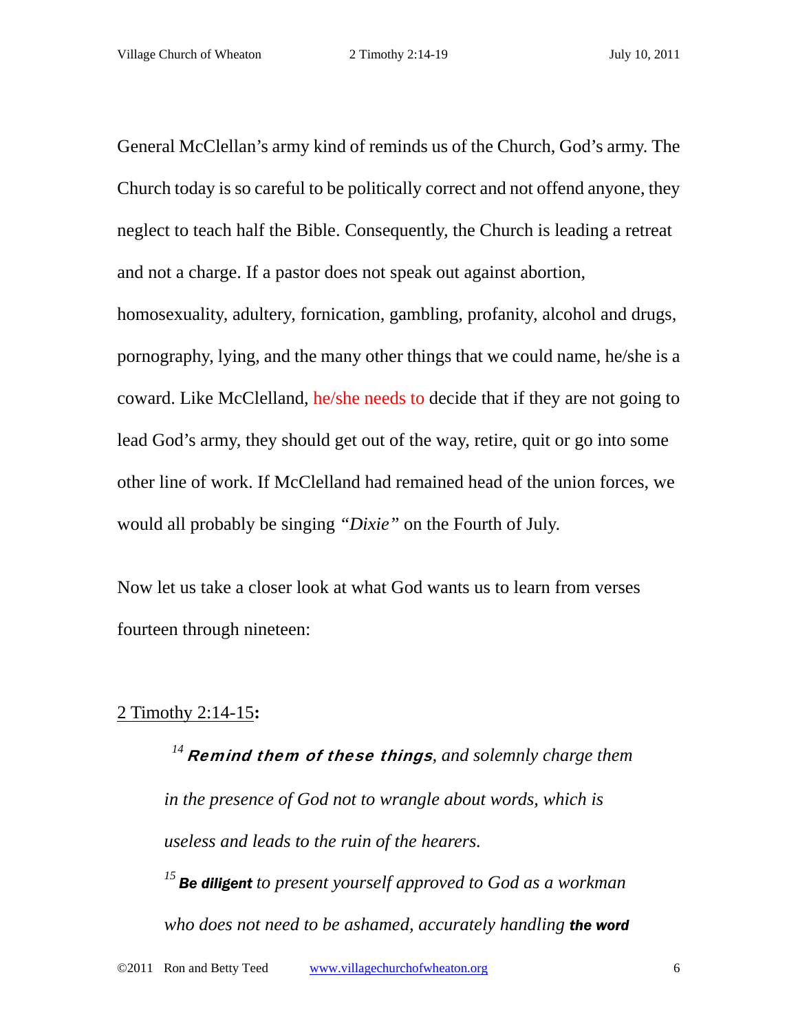General McClellan's army kind of reminds us of the Church, God's army. The Church today is so careful to be politically correct and not offend anyone, they neglect to teach half the Bible. Consequently, the Church is leading a retreat and not a charge. If a pastor does not speak out against abortion, homosexuality, adultery, fornication, gambling, profanity, alcohol and drugs, pornography, lying, and the many other things that we could name, he/she is a coward. Like McClelland, he/she needs to decide that if they are not going to lead God's army, they should get out of the way, retire, quit or go into some other line of work. If McClelland had remained head of the union forces, we would all probably be singing *"Dixie"* on the Fourth of July.

Now let us take a closer look at what God wants us to learn from verses fourteen through nineteen:

2 Timothy 2:14-15**:**

> [14] ***Remind them of these things****, and solemnly charge them in the presence of God not to wrangle about words, which is useless and leads to the ruin of the hearers.*
>
> [15] ***Be diligent*** *to present yourself approved to God as a workman who does not need to be ashamed, accurately handling* ***the word***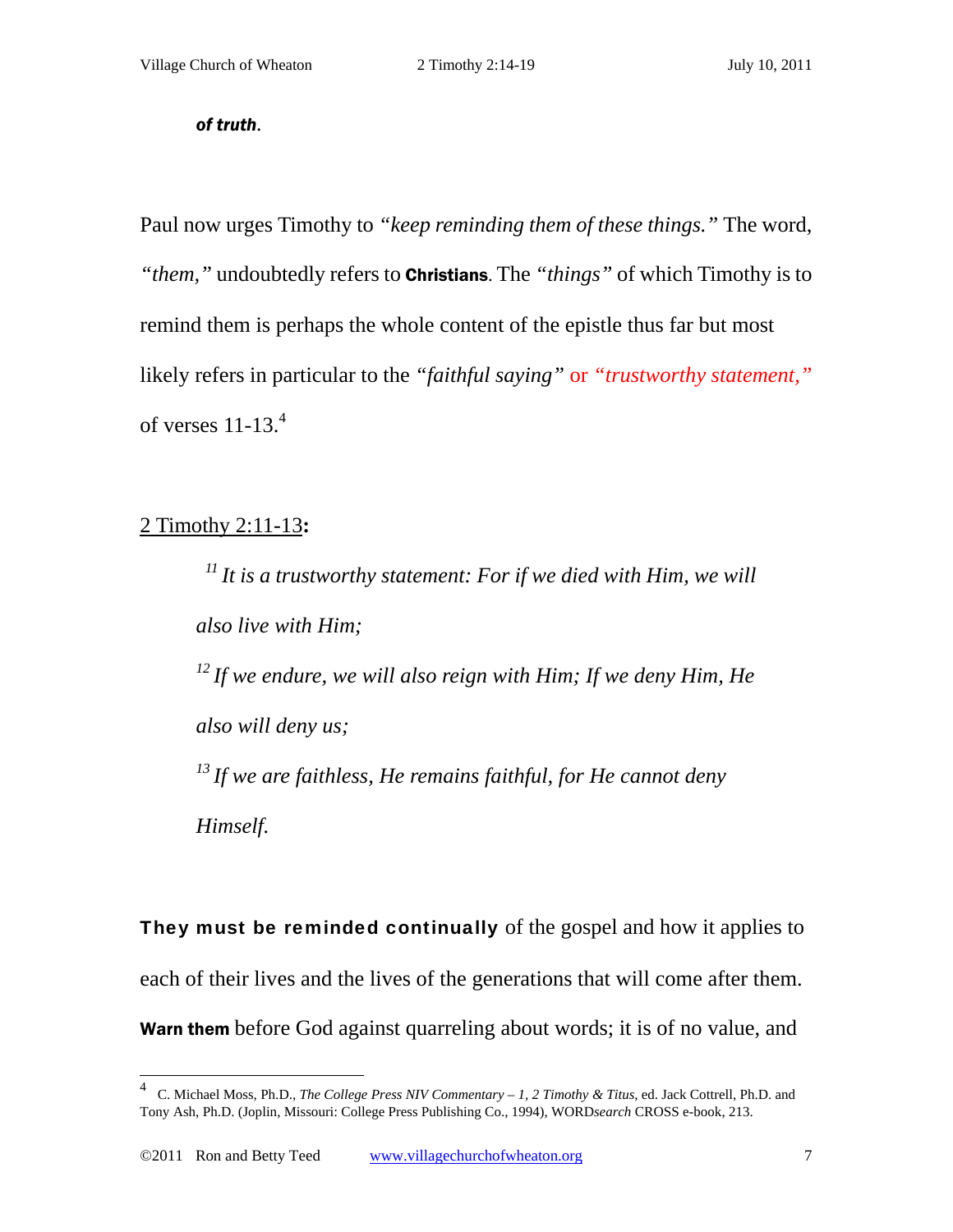***of truth*.**

Paul now urges Timothy to *"keep reminding them of these things."* The word, *"them,"* undoubtedly refers to **Christians**. The *"things"* of which Timothy is to remind them is perhaps the whole content of the epistle thus far but most likely refers in particular to the *"faithful saying"* or *"trustworthy statement,"* of verses 11-13.[4]

2 Timothy 2:11-13**:**

> [11] *It is a trustworthy statement: For if we died with Him, we will also live with Him;*
>
> [12] *If we endure, we will also reign with Him; If we deny Him, He also will deny us;*
>
> [13] *If we are faithless, He remains faithful, for He cannot deny Himself.*

**They must be reminded continually** of the gospel and how it applies to each of their lives and the lives of the generations that will come after them. **Warn them** before God against quarreling about words; it is of no value, and

---

[4] C. Michael Moss, Ph.D., *The College Press NIV Commentary – 1, 2 Timothy & Titus*, ed. Jack Cottrell, Ph.D. and Tony Ash, Ph.D. (Joplin, Missouri: College Press Publishing Co., 1994), WORD*search* CROSS e-book, 213.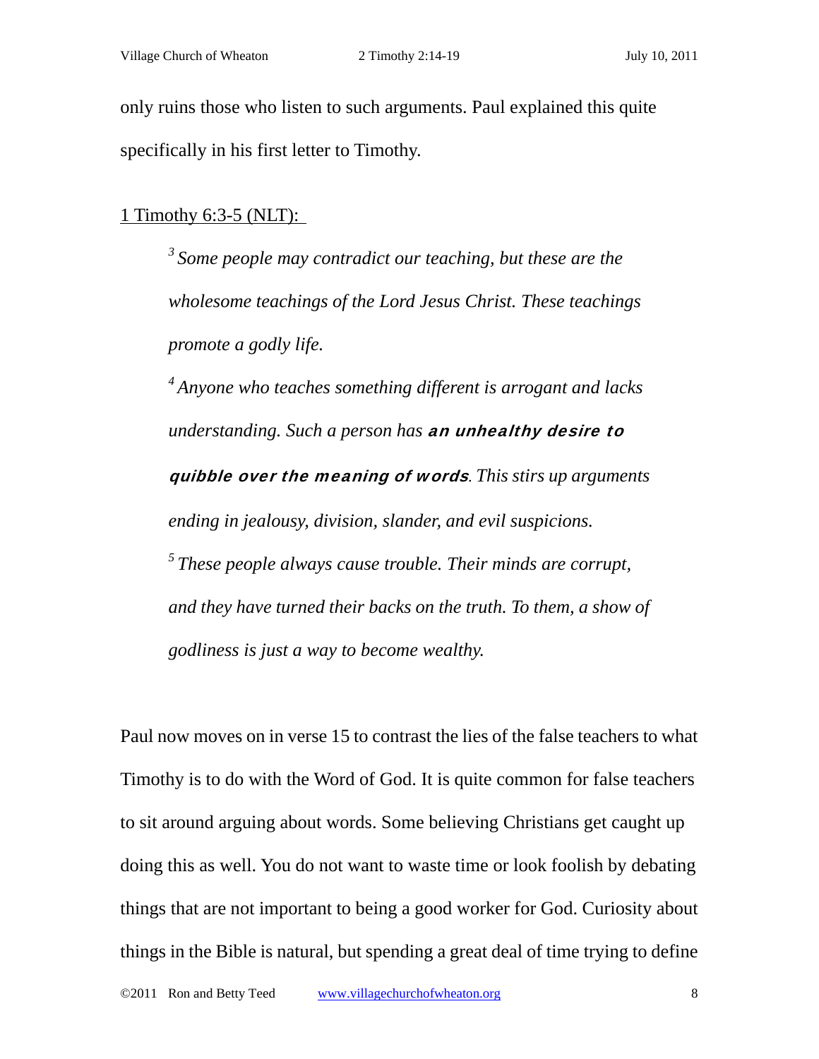only ruins those who listen to such arguments. Paul explained this quite specifically in his first letter to Timothy.

1 Timothy 6:3-5 (NLT):

> *[3] Some people may contradict our teaching, but these are the wholesome teachings of the Lord Jesus Christ. These teachings promote a godly life.*
>
> *[4] Anyone who teaches something different is arrogant and lacks understanding. Such a person has* ***an unhealthy desire to quibble over the meaning of words****. This stirs up arguments ending in jealousy, division, slander, and evil suspicions.*
>
> *[5] These people always cause trouble. Their minds are corrupt, and they have turned their backs on the truth. To them, a show of godliness is just a way to become wealthy.*

Paul now moves on in verse 15 to contrast the lies of the false teachers to what Timothy is to do with the Word of God. It is quite common for false teachers to sit around arguing about words. Some believing Christians get caught up doing this as well. You do not want to waste time or look foolish by debating things that are not important to being a good worker for God. Curiosity about things in the Bible is natural, but spending a great deal of time trying to define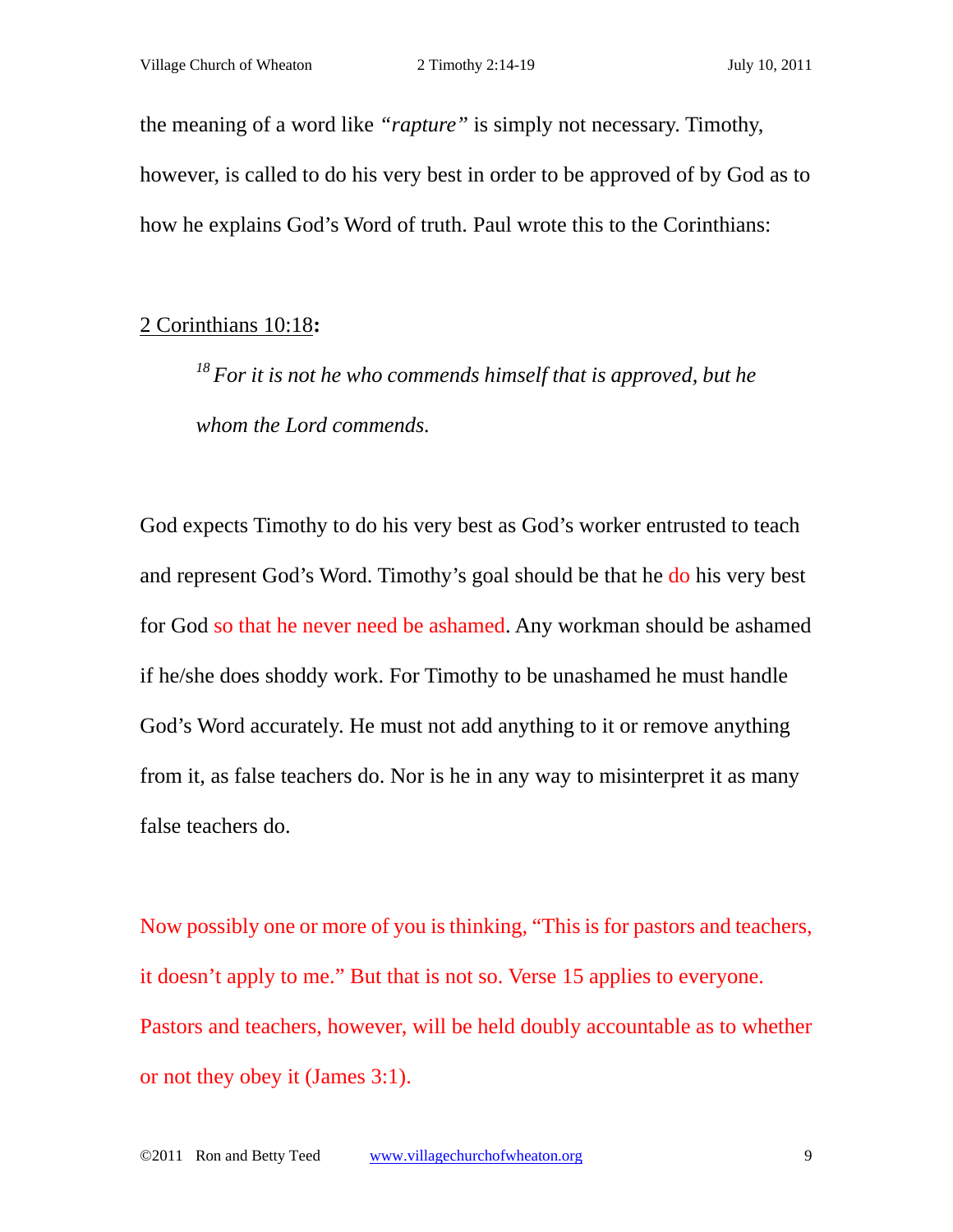the meaning of a word like *"rapture"* is simply not necessary. Timothy, however, is called to do his very best in order to be approved of by God as to how he explains God's Word of truth. Paul wrote this to the Corinthians:

2 Corinthians 10:18**:**

> [18] *For it is not he who commends himself that is approved, but he whom the Lord commends.*

God expects Timothy to do his very best as God's worker entrusted to teach and represent God's Word. Timothy's goal should be that he do his very best for God so that he never need be ashamed. Any workman should be ashamed if he/she does shoddy work. For Timothy to be unashamed he must handle God's Word accurately. He must not add anything to it or remove anything from it, as false teachers do. Nor is he in any way to misinterpret it as many false teachers do.

Now possibly one or more of you is thinking, "This is for pastors and teachers, it doesn't apply to me." But that is not so. Verse 15 applies to everyone. Pastors and teachers, however, will be held doubly accountable as to whether or not they obey it (James 3:1).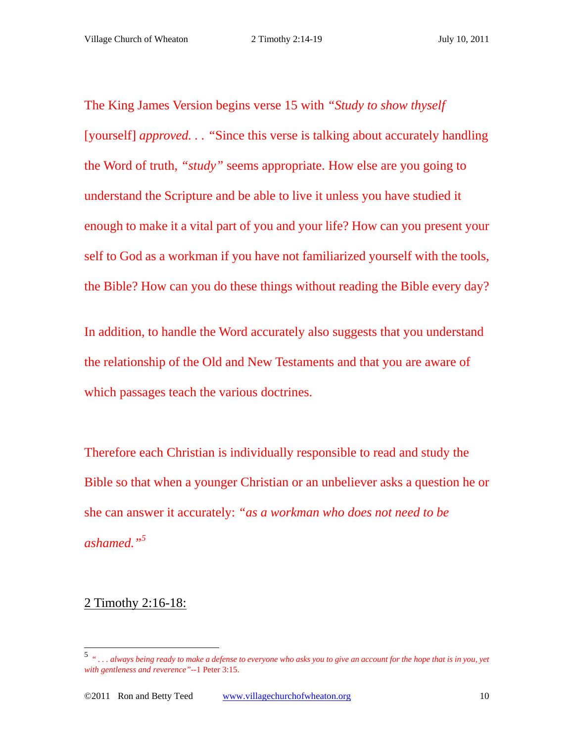The King James Version begins verse 15 with *"Study to show thyself* [yourself] *approved. . .* "Since this verse is talking about accurately handling the Word of truth, *"study"* seems appropriate. How else are you going to understand the Scripture and be able to live it unless you have studied it enough to make it a vital part of you and your life? How can you present your self to God as a workman if you have not familiarized yourself with the tools, the Bible? How can you do these things without reading the Bible every day?

In addition, to handle the Word accurately also suggests that you understand the relationship of the Old and New Testaments and that you are aware of which passages teach the various doctrines.

Therefore each Christian is individually responsible to read and study the Bible so that when a younger Christian or an unbeliever asks a question he or she can answer it accurately: *"as a workman who does not need to be ashamed."*[5]

<u>2 Timothy 2:16-18:</u>

---

[5] *" . . . always being ready to make a defense to everyone who asks you to give an account for the hope that is in you, yet with gentleness and reverence"*--1 Peter 3:15.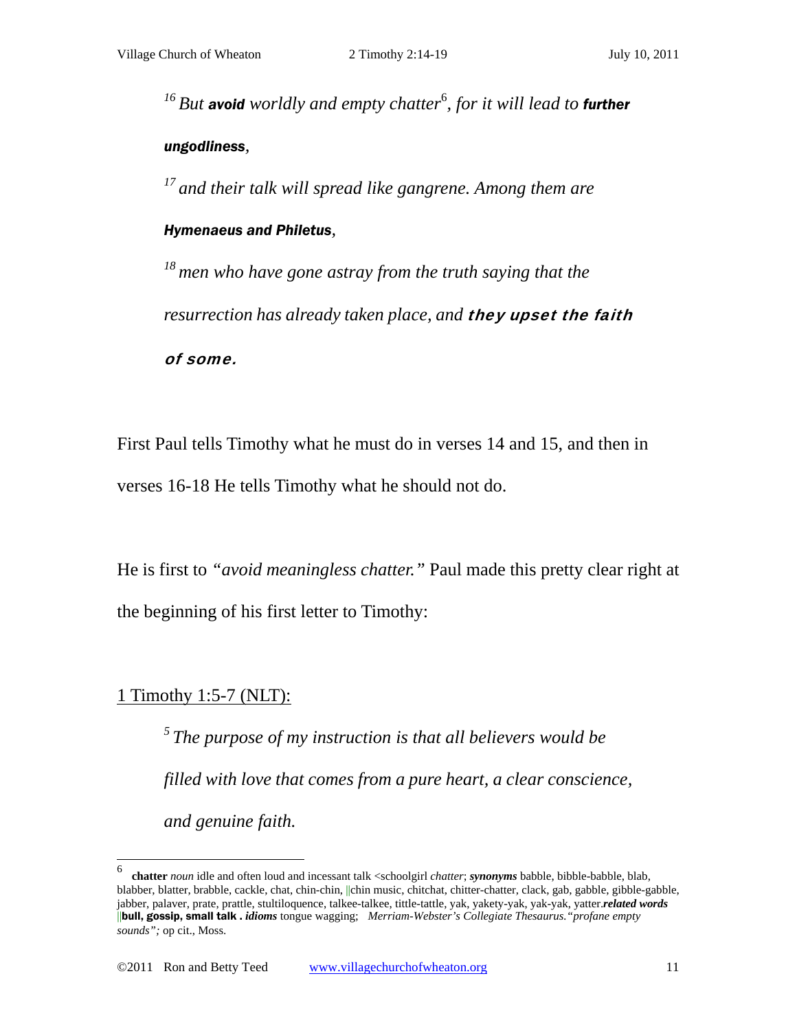> [16] *But* ***avoid*** *worldly and empty chatter*[6]*, for it will lead to* ***further ungodliness****,*
>
> [17] *and their talk will spread like gangrene. Among them are* ***Hymenaeus and Philetus****,*
>
> [18] *men who have gone astray from the truth saying that the resurrection has already taken place, and* ***they upset the faith of some.***

First Paul tells Timothy what he must do in verses 14 and 15, and then in verses 16-18 He tells Timothy what he should not do.

He is first to *"avoid meaningless chatter."* Paul made this pretty clear right at the beginning of his first letter to Timothy:

<u>1 Timothy 1:5-7 (NLT):</u>

> [5] *The purpose of my instruction is that all believers would be filled with love that comes from a pure heart, a clear conscience, and genuine faith.*

---

[6] **chatter** *noun* idle and often loud and incessant talk <schoolgirl *chatter*; ***synonyms*** babble, bibble-babble, blab, blabber, blatter, brabble, cackle, chat, chin-chin, ||chin music, chitchat, chitter-chatter, clack, gab, gabble, gibble-gabble, jabber, palaver, prate, prattle, stultiloquence, talkee-talkee, tittle-tattle, yak, yakety-yak, yak-yak, yatter.***related words*** ||**bull, gossip, small talk** . ***idioms*** tongue wagging; *Merriam-Webster's Collegiate Thesaurus."profane empty sounds";* op cit., Moss.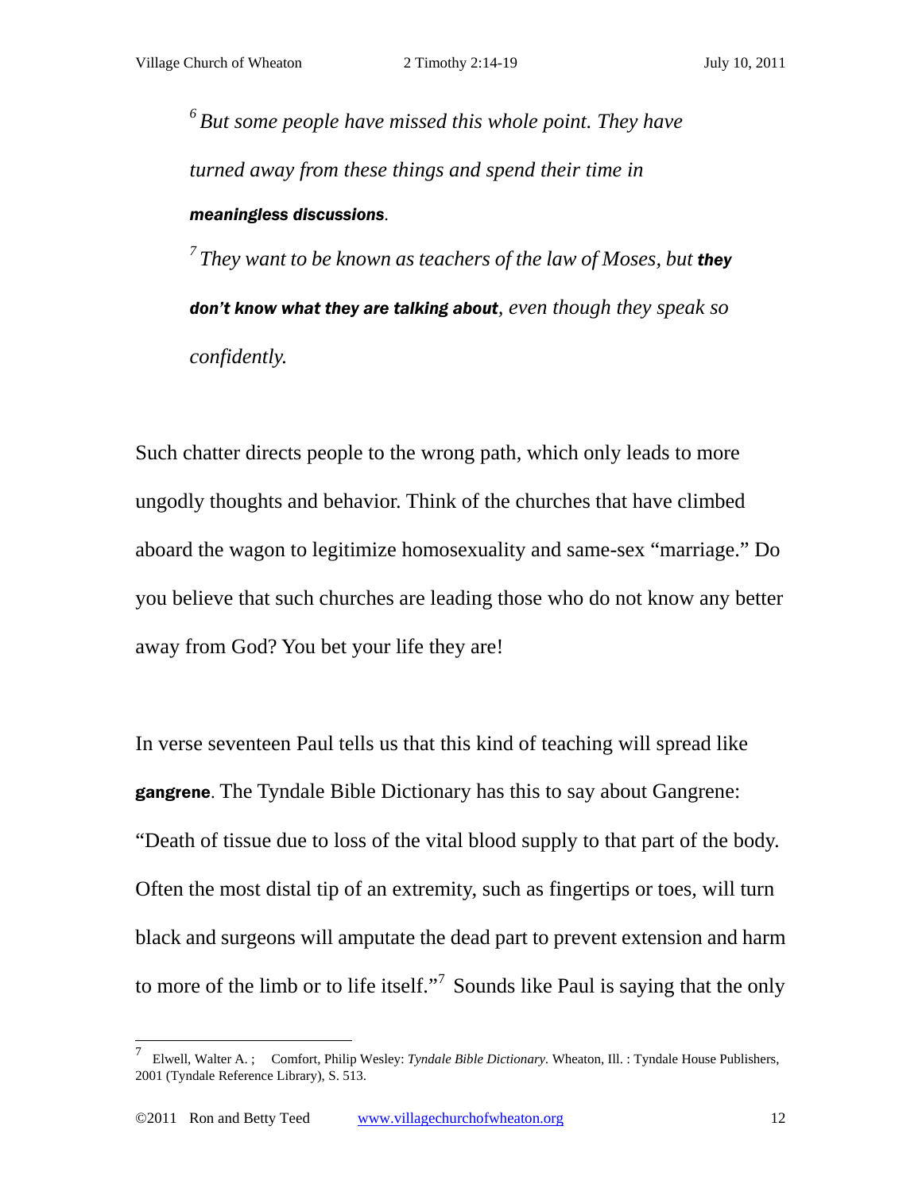> *[6] But some people have missed this whole point. They have turned away from these things and spend their time in* ***meaningless discussions****.*
>
> *[7] They want to be known as teachers of the law of Moses, but* ***they don't know what they are talking about****, even though they speak so confidently.*

Such chatter directs people to the wrong path, which only leads to more ungodly thoughts and behavior. Think of the churches that have climbed aboard the wagon to legitimize homosexuality and same-sex "marriage." Do you believe that such churches are leading those who do not know any better away from God? You bet your life they are!

In verse seventeen Paul tells us that this kind of teaching will spread like **gangrene**. The Tyndale Bible Dictionary has this to say about Gangrene: "Death of tissue due to loss of the vital blood supply to that part of the body. Often the most distal tip of an extremity, such as fingertips or toes, will turn black and surgeons will amputate the dead part to prevent extension and harm to more of the limb or to life itself."[7] Sounds like Paul is saying that the only

---

[7] Elwell, Walter A. ; Comfort, Philip Wesley: *Tyndale Bible Dictionary*. Wheaton, Ill. : Tyndale House Publishers, 2001 (Tyndale Reference Library), S. 513.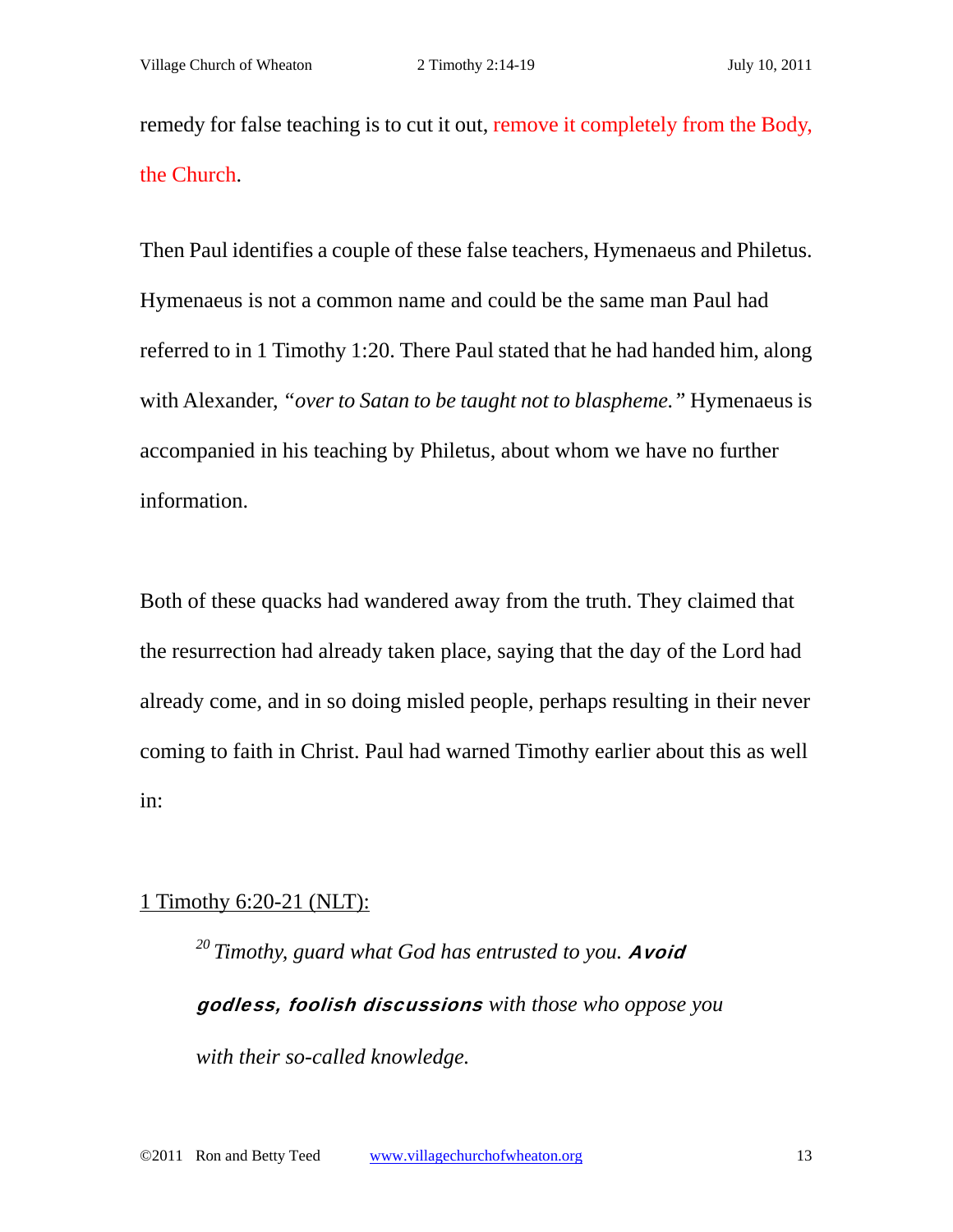remedy for false teaching is to cut it out, remove it completely from the Body, the Church.

Then Paul identifies a couple of these false teachers, Hymenaeus and Philetus. Hymenaeus is not a common name and could be the same man Paul had referred to in 1 Timothy 1:20. There Paul stated that he had handed him, along with Alexander, *"over to Satan to be taught not to blaspheme."* Hymenaeus is accompanied in his teaching by Philetus, about whom we have no further information.

Both of these quacks had wandered away from the truth. They claimed that the resurrection had already taken place, saying that the day of the Lord had already come, and in so doing misled people, perhaps resulting in their never coming to faith in Christ. Paul had warned Timothy earlier about this as well in:

1 Timothy 6:20-21 (NLT):

> [20] *Timothy, guard what God has entrusted to you.* ***Avoid godless, foolish discussions*** *with those who oppose you with their so-called knowledge.*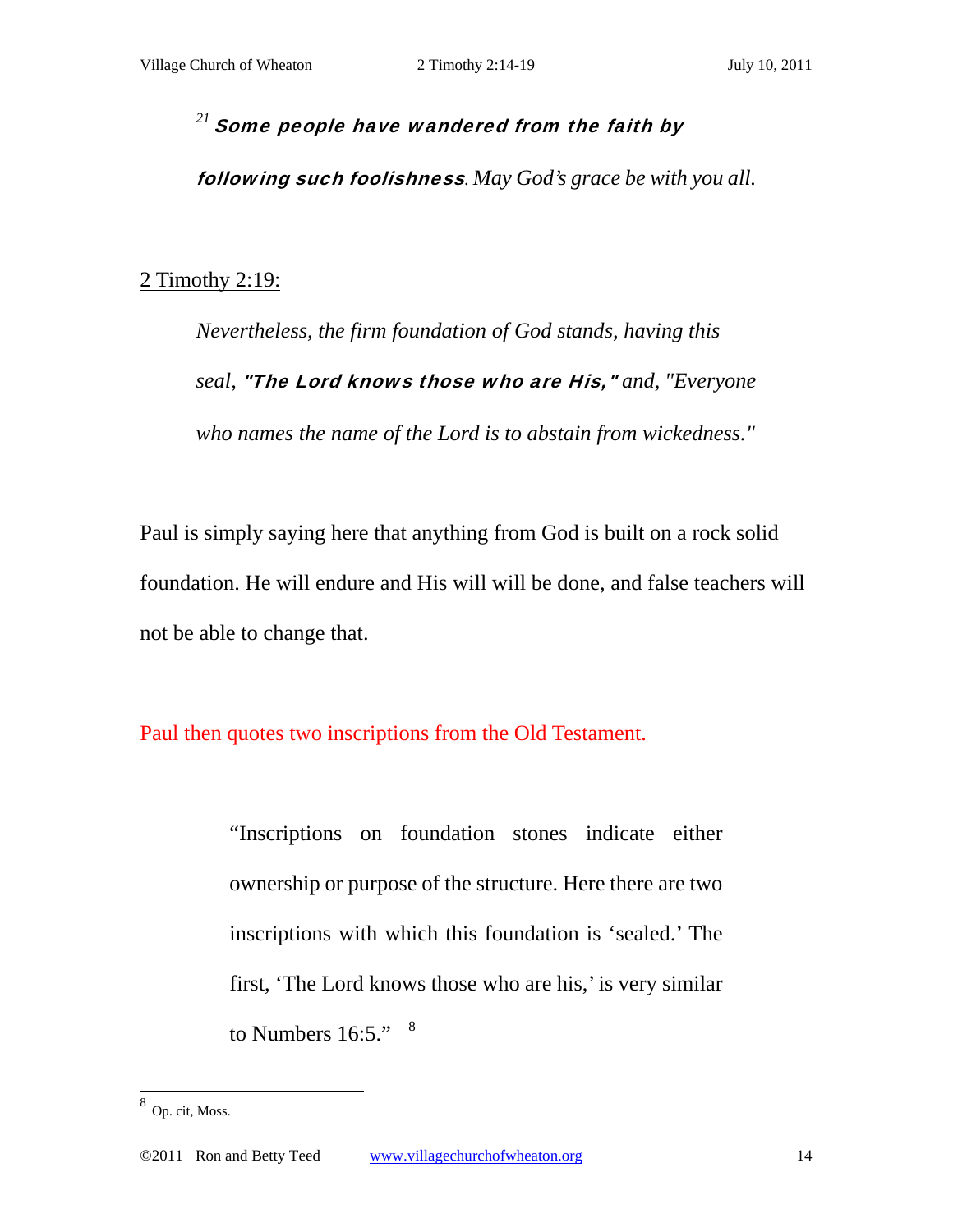> [21] ***Some people have wandered from the faith by following such foolishness****. May God's grace be with you all.*

2 Timothy 2:19:

> *Nevertheless, the firm foundation of God stands, having this seal,* ***"The Lord knows those who are His,"*** *and, "Everyone who names the name of the Lord is to abstain from wickedness."*

Paul is simply saying here that anything from God is built on a rock solid foundation. He will endure and His will will be done, and false teachers will not be able to change that.

Paul then quotes two inscriptions from the Old Testament.

> "Inscriptions on foundation stones indicate either ownership or purpose of the structure. Here there are two inscriptions with which this foundation is 'sealed.' The first, 'The Lord knows those who are his,' is very similar to Numbers 16:5." [8]

[8] Op. cit, Moss.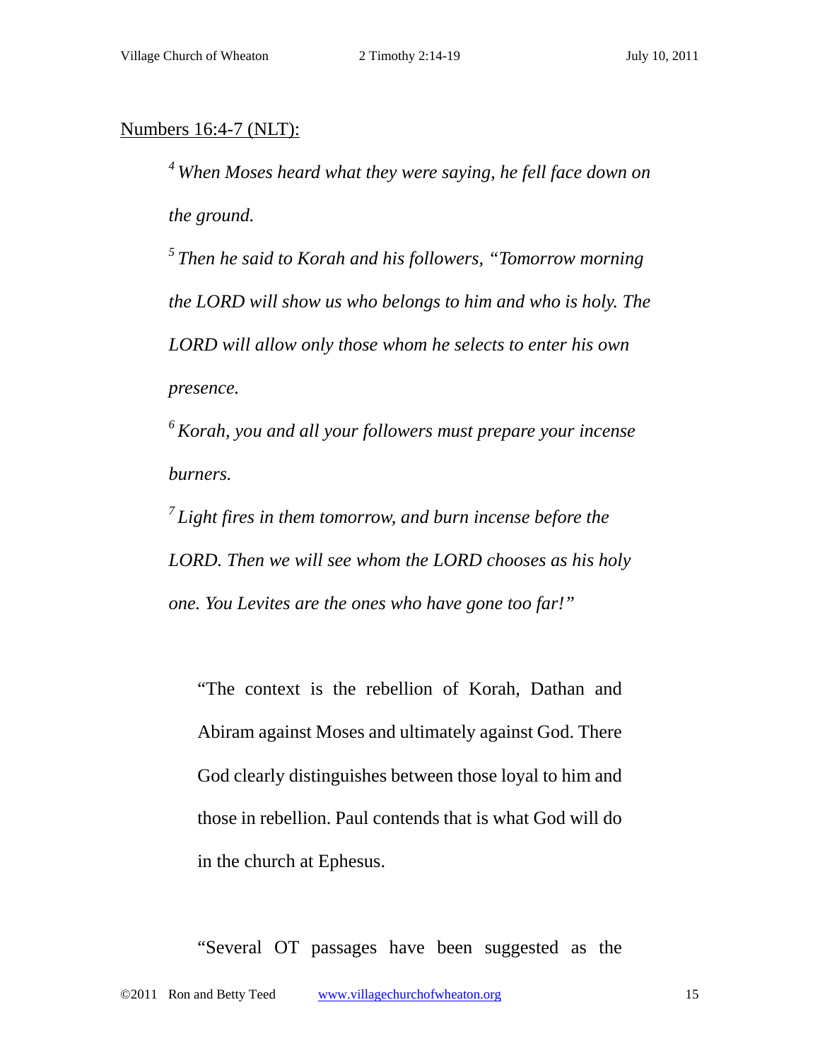<u>Numbers 16:4-7 (NLT):</u>

> [4] *When Moses heard what they were saying, he fell face down on the ground.*
>
> [5] *Then he said to Korah and his followers, "Tomorrow morning the LORD will show us who belongs to him and who is holy. The LORD will allow only those whom he selects to enter his own presence.*
>
> [6] *Korah, you and all your followers must prepare your incense burners.*
>
> [7] *Light fires in them tomorrow, and burn incense before the LORD. Then we will see whom the LORD chooses as his holy one. You Levites are the ones who have gone too far!"*

"The context is the rebellion of Korah, Dathan and Abiram against Moses and ultimately against God. There God clearly distinguishes between those loyal to him and those in rebellion. Paul contends that is what God will do in the church at Ephesus.

"Several OT passages have been suggested as the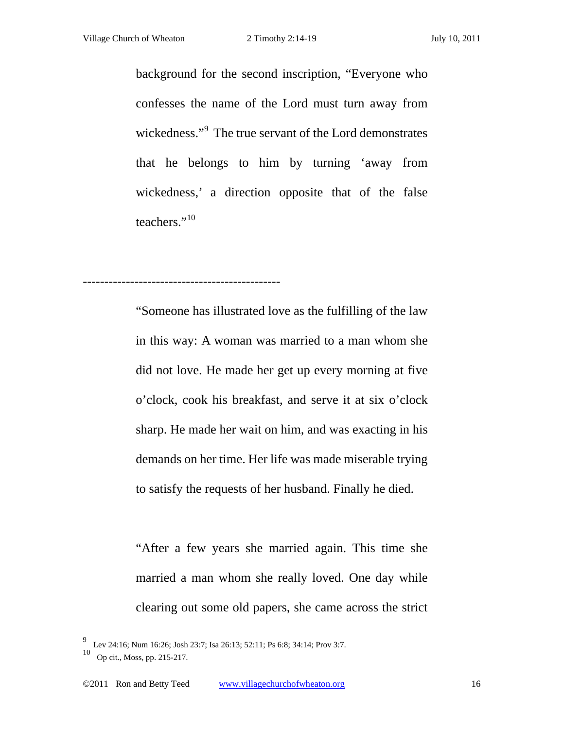background for the second inscription, "Everyone who confesses the name of the Lord must turn away from wickedness."[9] The true servant of the Lord demonstrates that he belongs to him by turning 'away from wickedness,' a direction opposite that of the false teachers."[10]

---

"Someone has illustrated love as the fulfilling of the law in this way: A woman was married to a man whom she did not love. He made her get up every morning at five o'clock, cook his breakfast, and serve it at six o'clock sharp. He made her wait on him, and was exacting in his demands on her time. Her life was made miserable trying to satisfy the requests of her husband. Finally he died.

"After a few years she married again. This time she married a man whom she really loved. One day while clearing out some old papers, she came across the strict

---

[9] Lev 24:16; Num 16:26; Josh 23:7; Isa 26:13; 52:11; Ps 6:8; 34:14; Prov 3:7.

[10] Op cit., Moss, pp. 215-217.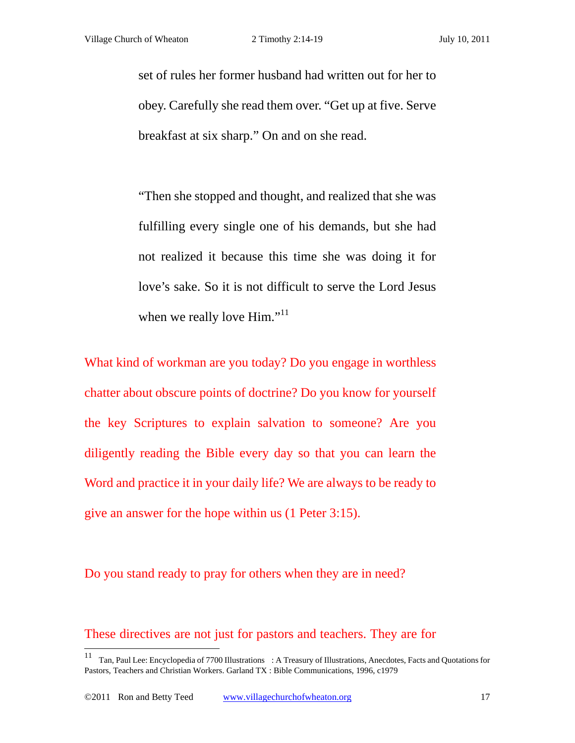set of rules her former husband had written out for her to obey. Carefully she read them over. "Get up at five. Serve breakfast at six sharp." On and on she read.

"Then she stopped and thought, and realized that she was fulfilling every single one of his demands, but she had not realized it because this time she was doing it for love's sake. So it is not difficult to serve the Lord Jesus when we really love Him."[11]

What kind of workman are you today? Do you engage in worthless chatter about obscure points of doctrine? Do you know for yourself the key Scriptures to explain salvation to someone? Are you diligently reading the Bible every day so that you can learn the Word and practice it in your daily life? We are always to be ready to give an answer for the hope within us (1 Peter 3:15).

Do you stand ready to pray for others when they are in need?

These directives are not just for pastors and teachers. They are for

---

[11] Tan, Paul Lee: Encyclopedia of 7700 Illustrations : A Treasury of Illustrations, Anecdotes, Facts and Quotations for Pastors, Teachers and Christian Workers. Garland TX : Bible Communications, 1996, c1979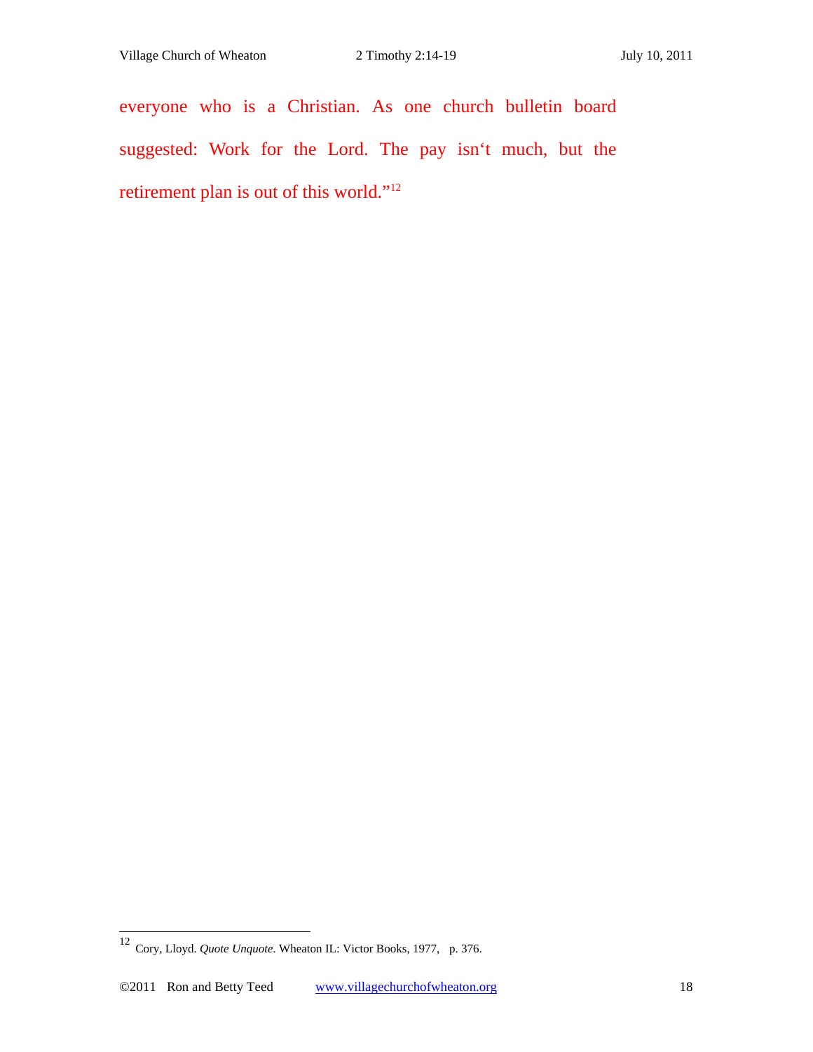everyone who is a Christian. As one church bulletin board suggested: Work for the Lord. The pay isn't much, but the retirement plan is out of this world."[12]

---

[12] Cory, Lloyd. *Quote Unquote*. Wheaton IL: Victor Books, 1977, p. 376.